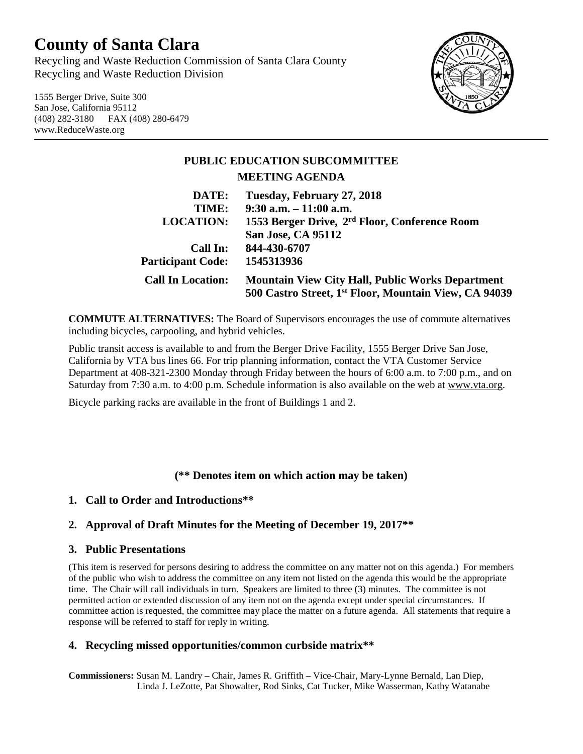# County of Santa Clara

Recycling and Waste Reduction Commission of Santa Clara County
Recycling and Waste Reduction Division

1555 Berger Drive, Suite 300
San Jose, California 95112
(408) 282-3180 FAX (408) 280-6479
www.ReduceWaste.org

## PUBLIC EDUCATION SUBCOMMITTEE

## MEETING AGENDA

**DATE:** **Tuesday, February 27, 2018**
**TIME:** **9:30 a.m. – 11:00 a.m.**
**LOCATION:** **1553 Berger Drive, 2rd Floor, Conference Room**
**San Jose, CA 95112**
**Call In:** **844-430-6707**
**Participant Code:** **1545313936**
**Call In Location:** **Mountain View City Hall, Public Works Department**
**500 Castro Street, 1st Floor, Mountain View, CA 94039**

**COMMUTE ALTERNATIVES:** The Board of Supervisors encourages the use of commute alternatives including bicycles, carpooling, and hybrid vehicles.

Public transit access is available to and from the Berger Drive Facility, 1555 Berger Drive San Jose, California by VTA bus lines 66. For trip planning information, contact the VTA Customer Service Department at 408-321-2300 Monday through Friday between the hours of 6:00 a.m. to 7:00 p.m., and on Saturday from 7:30 a.m. to 4:00 p.m. Schedule information is also available on the web at www.vta.org.

Bicycle parking racks are available in the front of Buildings 1 and 2.

**(** Denotes item on which action may be taken)**

1. **Call to Order and Introductions****

2. **Approval of Draft Minutes for the Meeting of December 19, 2017****

3. **Public Presentations**

(This item is reserved for persons desiring to address the committee on any matter not on this agenda.) For members of the public who wish to address the committee on any item not listed on the agenda this would be the appropriate time. The Chair will call individuals in turn. Speakers are limited to three (3) minutes. The committee is not permitted action or extended discussion of any item not on the agenda except under special circumstances. If committee action is requested, the committee may place the matter on a future agenda. All statements that require a response will be referred to staff for reply in writing.

4. **Recycling missed opportunities/common curbside matrix****

**Commissioners:** Susan M. Landry – Chair, James R. Griffith – Vice-Chair, Mary-Lynne Bernald, Lan Diep, Linda J. LeZotte, Pat Showalter, Rod Sinks, Cat Tucker, Mike Wasserman, Kathy Watanabe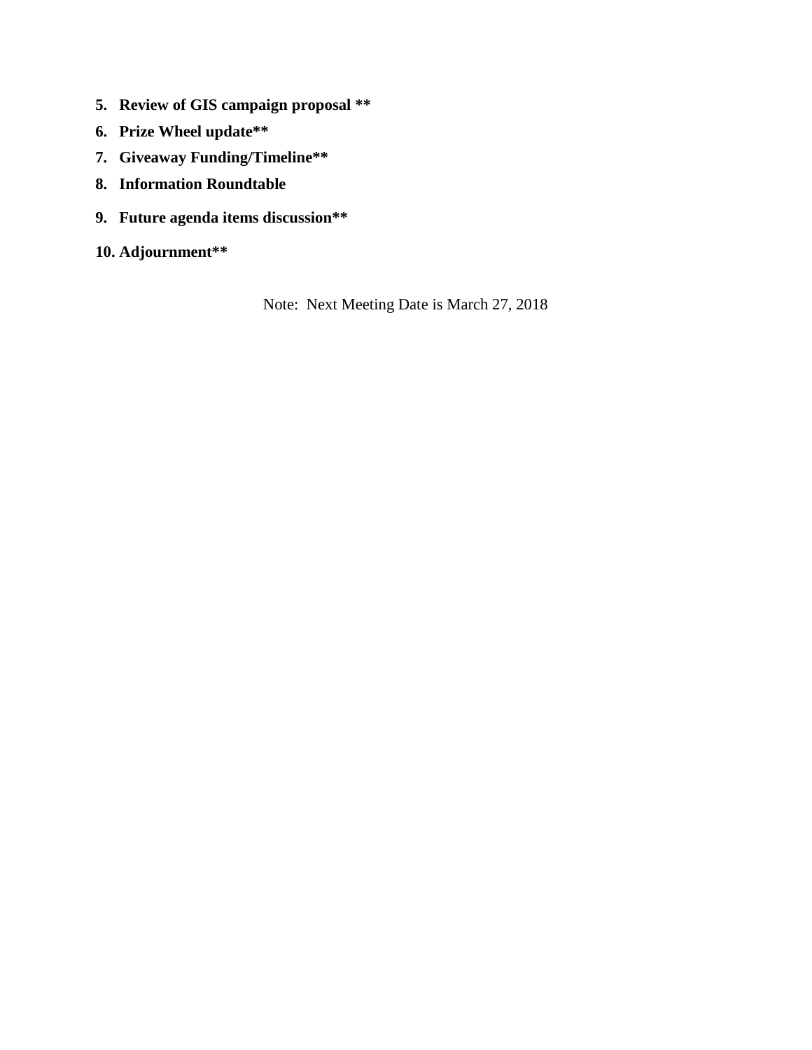5. **Review of GIS campaign proposal \*\***
6. **Prize Wheel update\*\***
7. **Giveaway Funding/Timeline\*\***
8. **Information Roundtable**
9. **Future agenda items discussion\*\***
10. **Adjournment\*\***

Note: Next Meeting Date is March 27, 2018